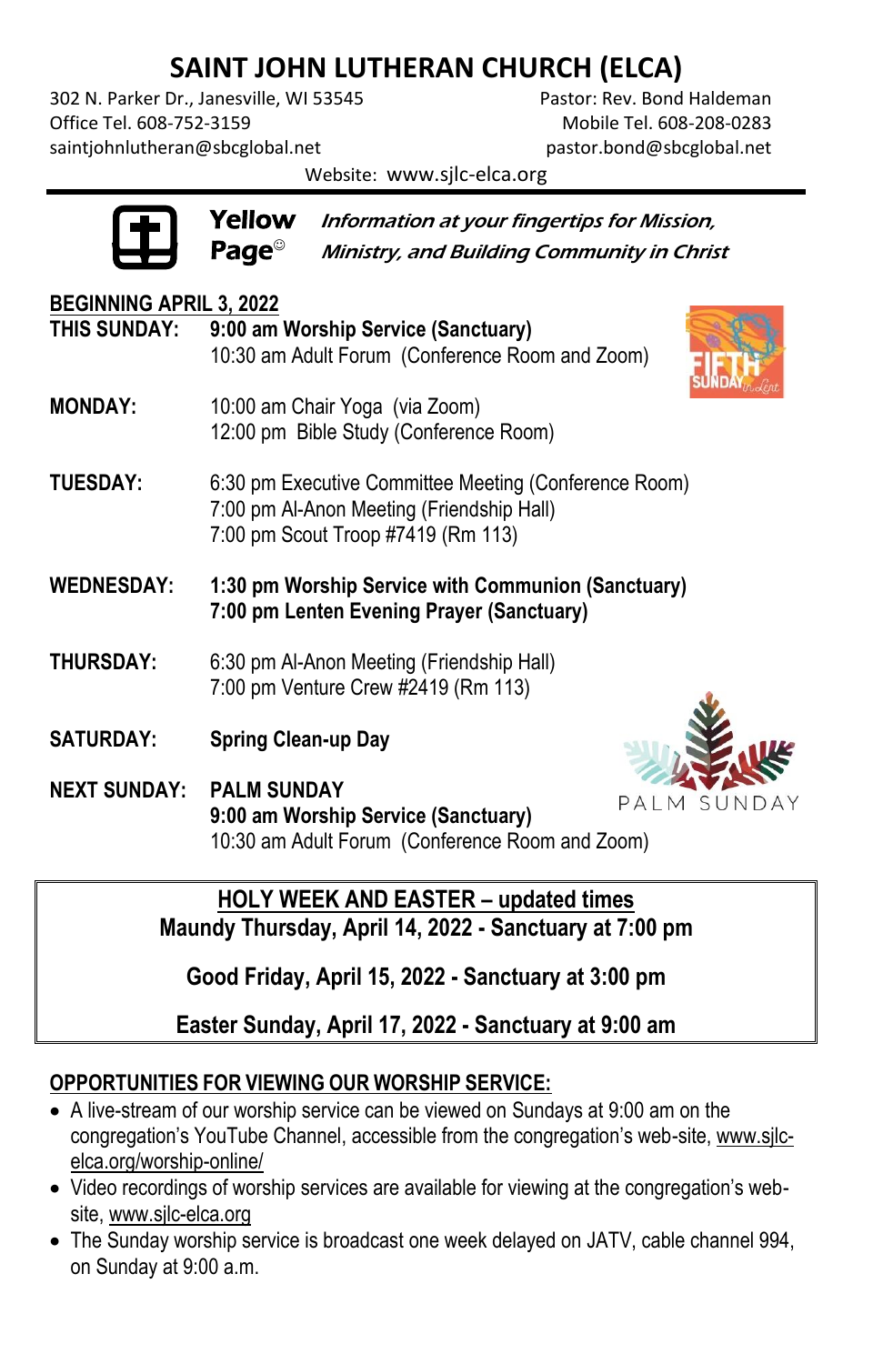# SAINT JOHN LUTHERAN CHURCH (ELCA)

302 N. Parker Dr., Janesville, WI 53545
Office Tel. 608-752-3159
saintjohnlutheran@sbcglobal.net

Pastor: Rev. Bond Haldeman
Mobile Tel. 608-208-0283
pastor.bond@sbcglobal.net

Website: www.sjlc-elca.org

**Yellow Page☺** *Information at your fingertips for Mission, Ministry, and Building Community in Christ*

**BEGINNING APRIL 3, 2022**

**THIS SUNDAY:**
**9:00 am Worship Service (Sanctuary)**
10:30 am Adult Forum (Conference Room and Zoom)

FIFTH SUNDAY in Lent

**MONDAY:**
10:00 am Chair Yoga (via Zoom)
12:00 pm Bible Study (Conference Room)

**TUESDAY:**
6:30 pm Executive Committee Meeting (Conference Room)
7:00 pm Al-Anon Meeting (Friendship Hall)
7:00 pm Scout Troop #7419 (Rm 113)

**WEDNESDAY:**
**1:30 pm Worship Service with Communion (Sanctuary)**
**7:00 pm Lenten Evening Prayer (Sanctuary)**

**THURSDAY:**
6:30 pm Al-Anon Meeting (Friendship Hall)
7:00 pm Venture Crew #2419 (Rm 113)

**SATURDAY:**
**Spring Clean-up Day**

**NEXT SUNDAY:**
**PALM SUNDAY**
**9:00 am Worship Service (Sanctuary)**
10:30 am Adult Forum (Conference Room and Zoom)

PALM SUNDAY

**HOLY WEEK AND EASTER – updated times**

**Maundy Thursday, April 14, 2022 - Sanctuary at 7:00 pm**

**Good Friday, April 15, 2022 - Sanctuary at 3:00 pm**

**Easter Sunday, April 17, 2022 - Sanctuary at 9:00 am**

**OPPORTUNITIES FOR VIEWING OUR WORSHIP SERVICE:**

- A live-stream of our worship service can be viewed on Sundays at 9:00 am on the congregation's YouTube Channel, accessible from the congregation's web-site, www.sjlc-elca.org/worship-online/
- Video recordings of worship services are available for viewing at the congregation's web-site, www.sjlc-elca.org
- The Sunday worship service is broadcast one week delayed on JATV, cable channel 994, on Sunday at 9:00 a.m.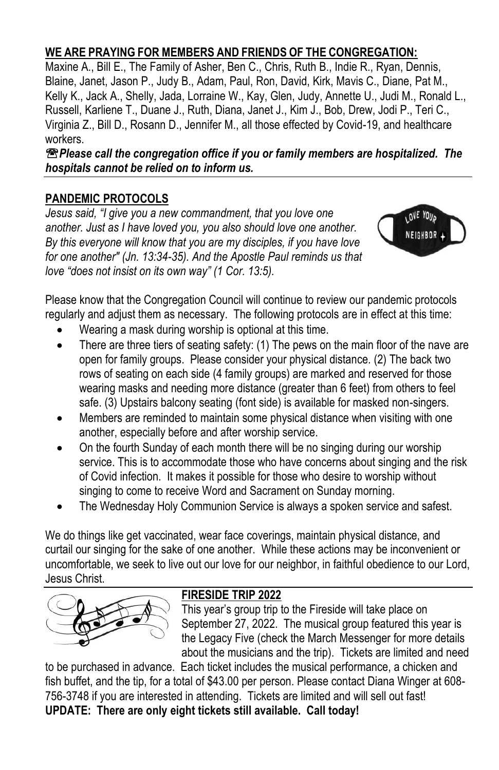## **WE ARE PRAYING FOR MEMBERS AND FRIENDS OF THE CONGREGATION:**

Maxine A., Bill E., The Family of Asher, Ben C., Chris, Ruth B., Indie R., Ryan, Dennis, Blaine, Janet, Jason P., Judy B., Adam, Paul, Ron, David, Kirk, Mavis C., Diane, Pat M., Kelly K., Jack A., Shelly, Jada, Lorraine W., Kay, Glen, Judy, Annette U., Judi M., Ronald L., Russell, Karliene T., Duane J., Ruth, Diana, Janet J., Kim J., Bob, Drew, Jodi P., Teri C., Virginia Z., Bill D., Rosann D., Jennifer M., all those effected by Covid-19, and healthcare workers.

***☏Please call the congregation office if you or family members are hospitalized. The hospitals cannot be relied on to inform us.***

## **PANDEMIC PROTOCOLS**

*Jesus said, "I give you a new commandment, that you love one another. Just as I have loved you, you also should love one another. By this everyone will know that you are my disciples, if you have love for one another" (Jn. 13:34-35). And the Apostle Paul reminds us that love "does not insist on its own way" (1 Cor. 13:5).*

Please know that the Congregation Council will continue to review our pandemic protocols regularly and adjust them as necessary. The following protocols are in effect at this time:

- Wearing a mask during worship is optional at this time.
- There are three tiers of seating safety: (1) The pews on the main floor of the nave are open for family groups. Please consider your physical distance. (2) The back two rows of seating on each side (4 family groups) are marked and reserved for those wearing masks and needing more distance (greater than 6 feet) from others to feel safe. (3) Upstairs balcony seating (font side) is available for masked non-singers.
- Members are reminded to maintain some physical distance when visiting with one another, especially before and after worship service.
- On the fourth Sunday of each month there will be no singing during our worship service. This is to accommodate those who have concerns about singing and the risk of Covid infection. It makes it possible for those who desire to worship without singing to come to receive Word and Sacrament on Sunday morning.
- The Wednesday Holy Communion Service is always a spoken service and safest.

We do things like get vaccinated, wear face coverings, maintain physical distance, and curtail our singing for the sake of one another. While these actions may be inconvenient or uncomfortable, we seek to live out our love for our neighbor, in faithful obedience to our Lord, Jesus Christ.

## **FIRESIDE TRIP 2022**

This year's group trip to the Fireside will take place on September 27, 2022. The musical group featured this year is the Legacy Five (check the March Messenger for more details about the musicians and the trip). Tickets are limited and need to be purchased in advance. Each ticket includes the musical performance, a chicken and fish buffet, and the tip, for a total of $43.00 per person. Please contact Diana Winger at 608-756-3748 if you are interested in attending. Tickets are limited and will sell out fast!

**UPDATE: There are only eight tickets still available. Call today!**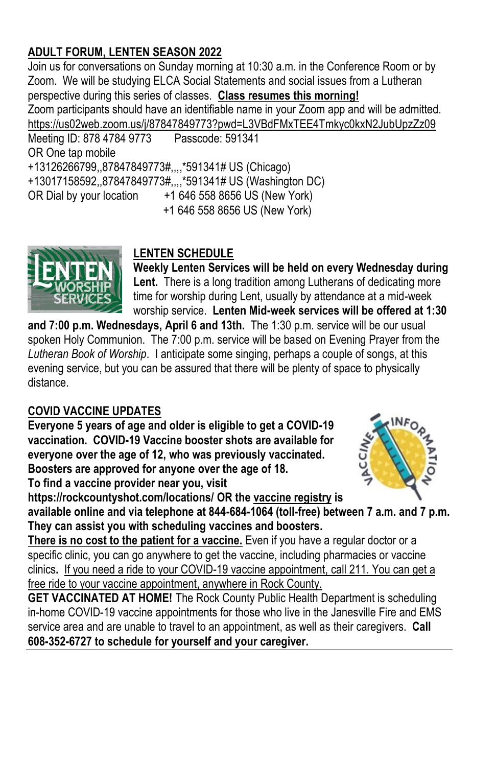**ADULT FORUM, LENTEN SEASON 2022**

Join us for conversations on Sunday morning at 10:30 a.m. in the Conference Room or by Zoom. We will be studying ELCA Social Statements and social issues from a Lutheran perspective during this series of classes. **Class resumes this morning!**

Zoom participants should have an identifiable name in your Zoom app and will be admitted.

https://us02web.zoom.us/j/87847849773?pwd=L3VBdFMxTEE4Tmkyc0kxN2JubUpzZz09

Meeting ID: 878 4784 9773 Passcode: 591341

OR One tap mobile

+13126266799,,87847849773#,,,,*591341# US (Chicago)

+13017158592,,87847849773#,,,,*591341# US (Washington DC)

OR Dial by your location +1 646 558 8656 US (New York)

+1 646 558 8656 US (New York)

**LENTEN SCHEDULE**

**Weekly Lenten Services will be held on every Wednesday during Lent.** There is a long tradition among Lutherans of dedicating more time for worship during Lent, usually by attendance at a mid-week worship service. **Lenten Mid-week services will be offered at 1:30 and 7:00 p.m. Wednesdays, April 6 and 13th.** The 1:30 p.m. service will be our usual spoken Holy Communion. The 7:00 p.m. service will be based on Evening Prayer from the *Lutheran Book of Worship*. I anticipate some singing, perhaps a couple of songs, at this evening service, but you can be assured that there will be plenty of space to physically distance.

**COVID VACCINE UPDATES**

**Everyone 5 years of age and older is eligible to get a COVID-19 vaccination. COVID-19 Vaccine booster shots are available for everyone over the age of 12, who was previously vaccinated. Boosters are approved for anyone over the age of 18. To find a vaccine provider near you, visit https://rockcountyshot.com/locations/ OR the vaccine registry is available online and via telephone at 844-684-1064 (toll-free) between 7 a.m. and 7 p.m. They can assist you with scheduling vaccines and boosters.**

There is no cost to the patient for a vaccine. Even if you have a regular doctor or a specific clinic, you can go anywhere to get the vaccine, including pharmacies or vaccine clinics**.** If you need a ride to your COVID-19 vaccine appointment, call 211. You can get a free ride to your vaccine appointment, anywhere in Rock County.

**GET VACCINATED AT HOME!** The Rock County Public Health Department is scheduling in-home COVID-19 vaccine appointments for those who live in the Janesville Fire and EMS service area and are unable to travel to an appointment, as well as their caregivers. **Call 608-352-6727 to schedule for yourself and your caregiver.**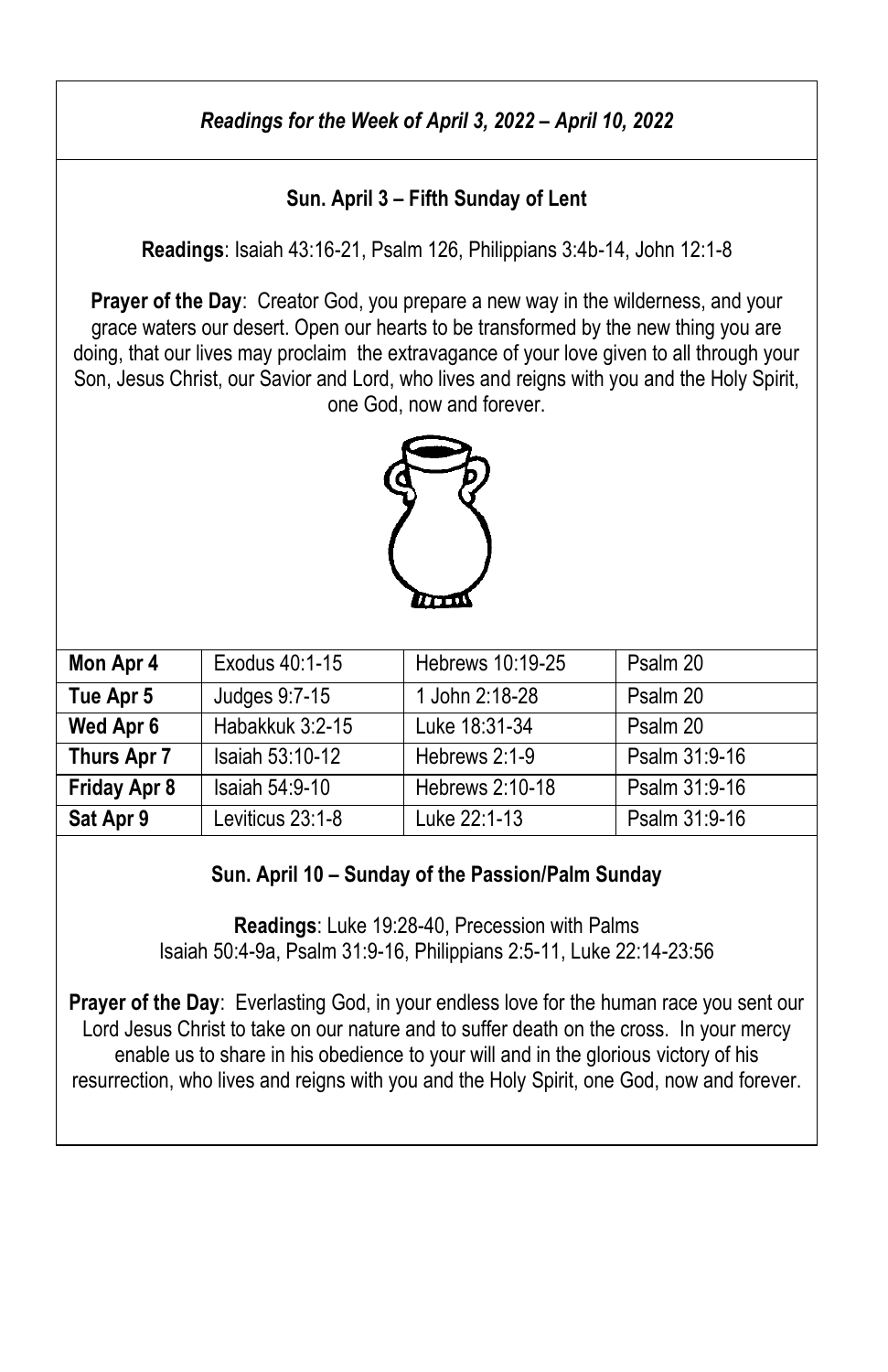*Readings for the Week of April 3, 2022 – April 10, 2022*

**Sun. April 3 – Fifth Sunday of Lent**

**Readings**: Isaiah 43:16-21, Psalm 126, Philippians 3:4b-14, John 12:1-8

**Prayer of the Day**: Creator God, you prepare a new way in the wilderness, and your grace waters our desert. Open our hearts to be transformed by the new thing you are doing, that our lives may proclaim the extravagance of your love given to all through your Son, Jesus Christ, our Savior and Lord, who lives and reigns with you and the Holy Spirit, one God, now and forever.

| | | | |
|---|---|---|---|
| **Mon Apr 4** | Exodus 40:1-15 | Hebrews 10:19-25 | Psalm 20 |
| **Tue Apr 5** | Judges 9:7-15 | 1 John 2:18-28 | Psalm 20 |
| **Wed Apr 6** | Habakkuk 3:2-15 | Luke 18:31-34 | Psalm 20 |
| **Thurs Apr 7** | Isaiah 53:10-12 | Hebrews 2:1-9 | Psalm 31:9-16 |
| **Friday Apr 8** | Isaiah 54:9-10 | Hebrews 2:10-18 | Psalm 31:9-16 |
| **Sat Apr 9** | Leviticus 23:1-8 | Luke 22:1-13 | Psalm 31:9-16 |

**Sun. April 10 – Sunday of the Passion/Palm Sunday**

**Readings**: Luke 19:28-40, Precession with Palms
Isaiah 50:4-9a, Psalm 31:9-16, Philippians 2:5-11, Luke 22:14-23:56

**Prayer of the Day**: Everlasting God, in your endless love for the human race you sent our Lord Jesus Christ to take on our nature and to suffer death on the cross. In your mercy enable us to share in his obedience to your will and in the glorious victory of his resurrection, who lives and reigns with you and the Holy Spirit, one God, now and forever.